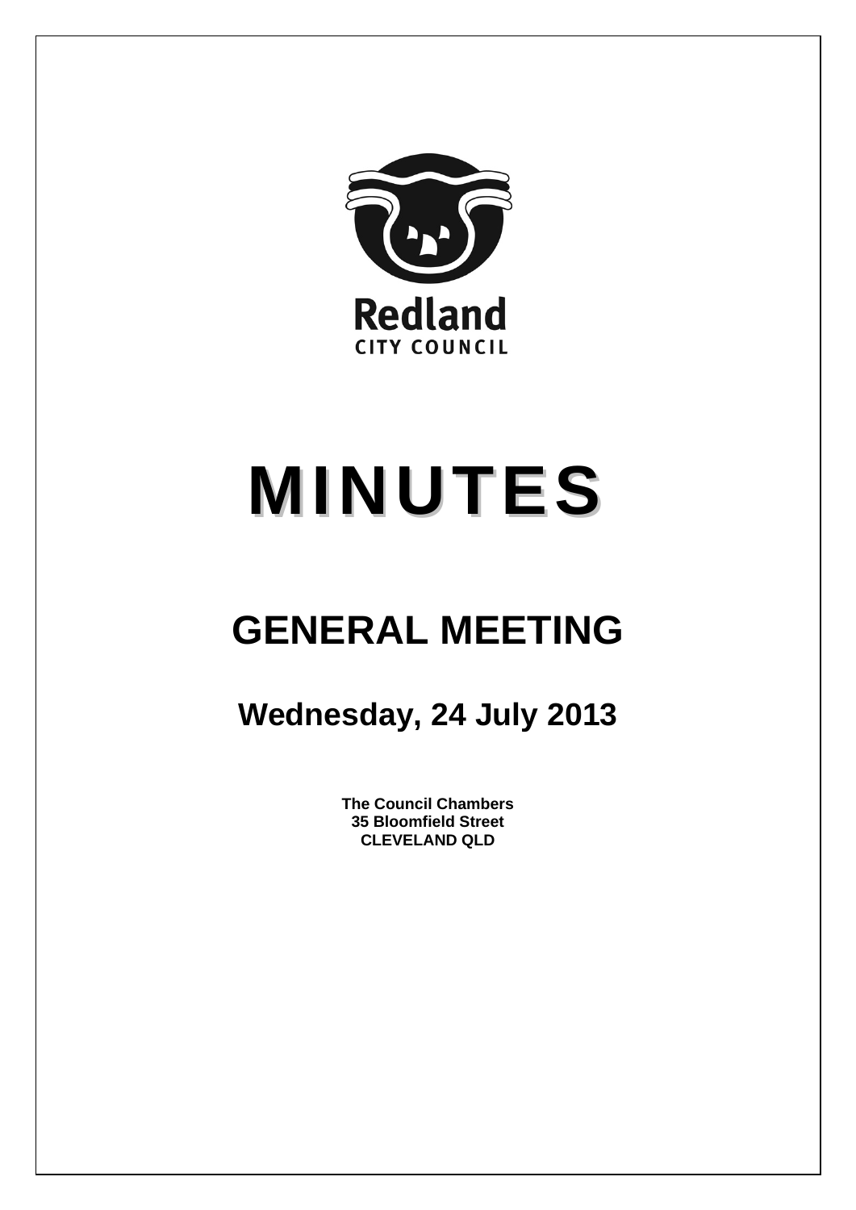Redland

CITY COUNCIL

# MINUTES

## GENERAL MEETING

### Wednesday, 24 July 2013

**The Council Chambers**
**35 Bloomfield Street**
**CLEVELAND QLD**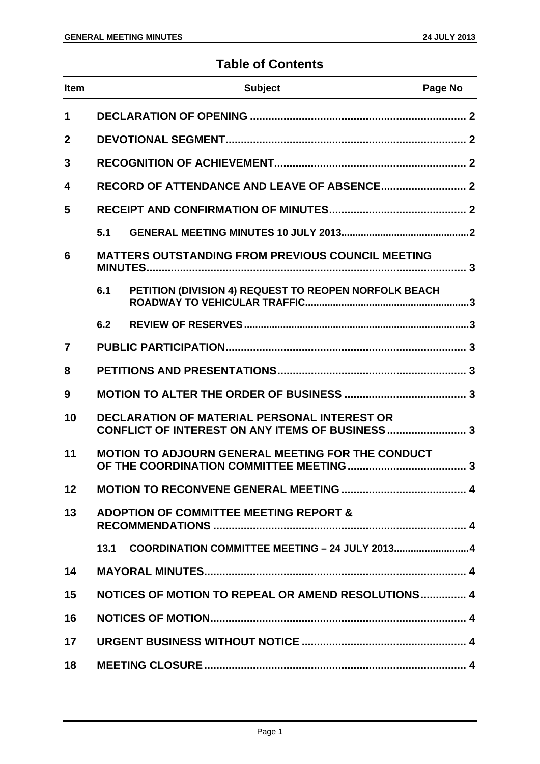## Table of Contents

| Item | | Subject | Page No |
|---|---|---|---|
| 1 | | DECLARATION OF OPENING | 2 |
| 2 | | DEVOTIONAL SEGMENT | 2 |
| 3 | | RECOGNITION OF ACHIEVEMENT | 2 |
| 4 | | RECORD OF ATTENDANCE AND LEAVE OF ABSENCE | 2 |
| 5 | | RECEIPT AND CONFIRMATION OF MINUTES | 2 |
| | 5.1 | GENERAL MEETING MINUTES 10 JULY 2013 | 2 |
| 6 | | MATTERS OUTSTANDING FROM PREVIOUS COUNCIL MEETING MINUTES | 3 |
| | 6.1 | PETITION (DIVISION 4) REQUEST TO REOPEN NORFOLK BEACH ROADWAY TO VEHICULAR TRAFFIC | 3 |
| | 6.2 | REVIEW OF RESERVES | 3 |
| 7 | | PUBLIC PARTICIPATION | 3 |
| 8 | | PETITIONS AND PRESENTATIONS | 3 |
| 9 | | MOTION TO ALTER THE ORDER OF BUSINESS | 3 |
| 10 | | DECLARATION OF MATERIAL PERSONAL INTEREST OR CONFLICT OF INTEREST ON ANY ITEMS OF BUSINESS | 3 |
| 11 | | MOTION TO ADJOURN GENERAL MEETING FOR THE CONDUCT OF THE COORDINATION COMMITTEE MEETING | 3 |
| 12 | | MOTION TO RECONVENE GENERAL MEETING | 4 |
| 13 | | ADOPTION OF COMMITTEE MEETING REPORT & RECOMMENDATIONS | 4 |
| | 13.1 | COORDINATION COMMITTEE MEETING – 24 JULY 2013 | 4 |
| 14 | | MAYORAL MINUTES | 4 |
| 15 | | NOTICES OF MOTION TO REPEAL OR AMEND RESOLUTIONS | 4 |
| 16 | | NOTICES OF MOTION | 4 |
| 17 | | URGENT BUSINESS WITHOUT NOTICE | 4 |
| 18 | | MEETING CLOSURE | 4 |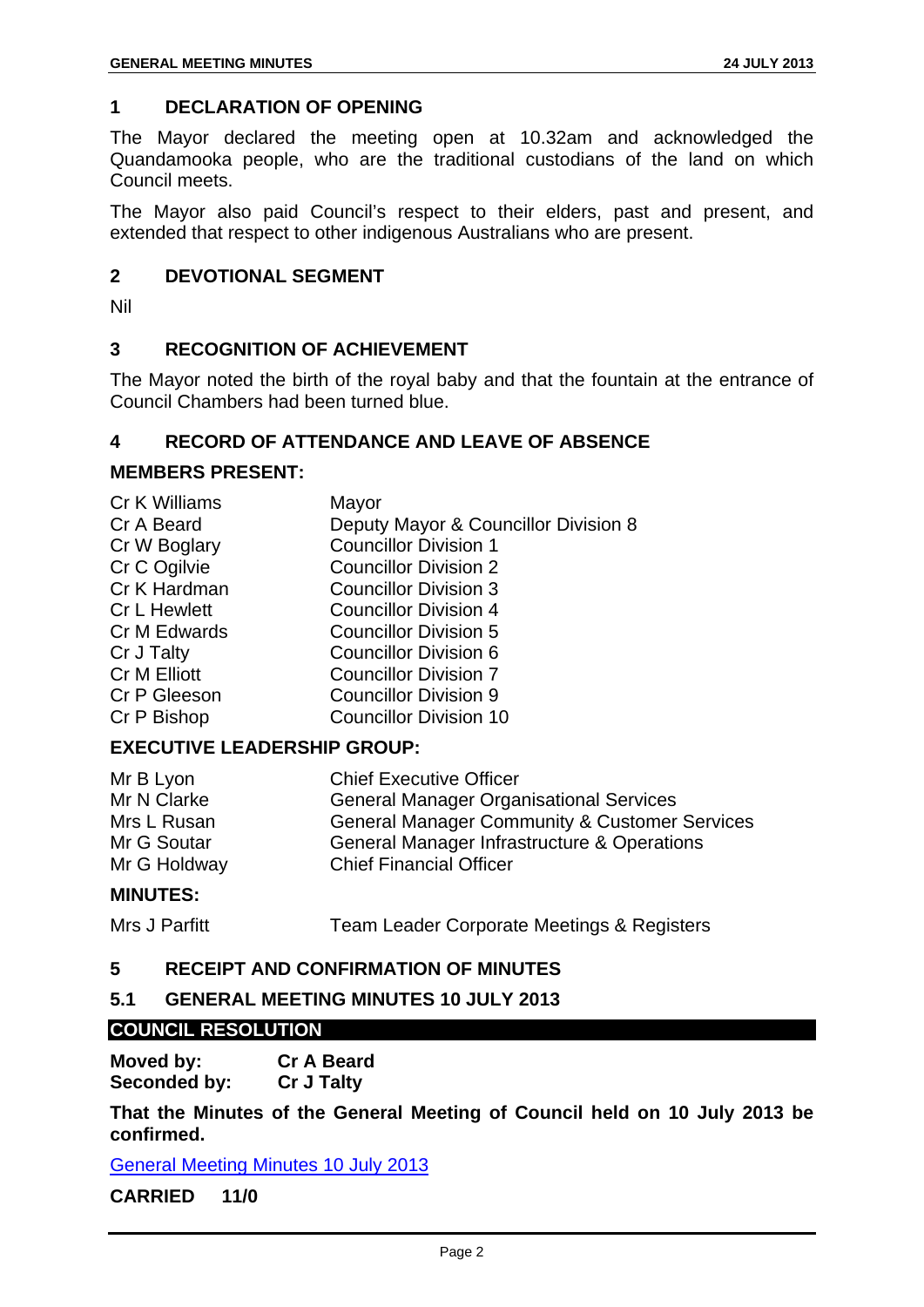## 1 DECLARATION OF OPENING

The Mayor declared the meeting open at 10.32am and acknowledged the Quandamooka people, who are the traditional custodians of the land on which Council meets.

The Mayor also paid Council's respect to their elders, past and present, and extended that respect to other indigenous Australians who are present.

## 2 DEVOTIONAL SEGMENT

Nil

## 3 RECOGNITION OF ACHIEVEMENT

The Mayor noted the birth of the royal baby and that the fountain at the entrance of Council Chambers had been turned blue.

## 4 RECORD OF ATTENDANCE AND LEAVE OF ABSENCE

**MEMBERS PRESENT:**

| | |
|---|---|
| Cr K Williams | Mayor |
| Cr A Beard | Deputy Mayor & Councillor Division 8 |
| Cr W Boglary | Councillor Division 1 |
| Cr C Ogilvie | Councillor Division 2 |
| Cr K Hardman | Councillor Division 3 |
| Cr L Hewlett | Councillor Division 4 |
| Cr M Edwards | Councillor Division 5 |
| Cr J Talty | Councillor Division 6 |
| Cr M Elliott | Councillor Division 7 |
| Cr P Gleeson | Councillor Division 9 |
| Cr P Bishop | Councillor Division 10 |

**EXECUTIVE LEADERSHIP GROUP:**

| | |
|---|---|
| Mr B Lyon | Chief Executive Officer |
| Mr N Clarke | General Manager Organisational Services |
| Mrs L Rusan | General Manager Community & Customer Services |
| Mr G Soutar | General Manager Infrastructure & Operations |
| Mr G Holdway | Chief Financial Officer |

**MINUTES:**

| | |
|---|---|
| Mrs J Parfitt | Team Leader Corporate Meetings & Registers |

## 5 RECEIPT AND CONFIRMATION OF MINUTES

### 5.1 GENERAL MEETING MINUTES 10 JULY 2013

**COUNCIL RESOLUTION**

**Moved by:** **Cr A Beard**
**Seconded by:** **Cr J Talty**

**That the Minutes of the General Meeting of Council held on 10 July 2013 be confirmed.**

General Meeting Minutes 10 July 2013

**CARRIED 11/0**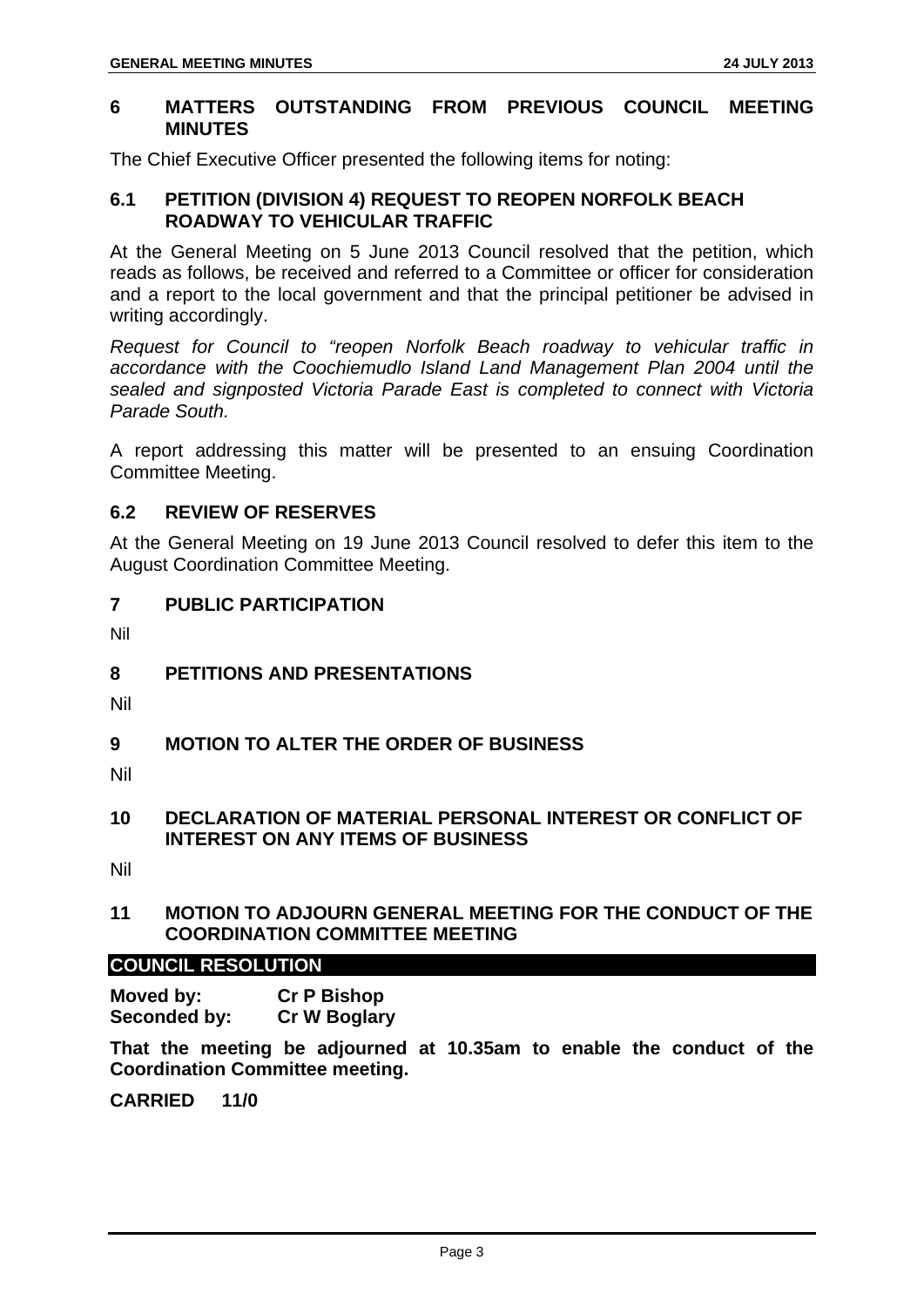## 6 MATTERS OUTSTANDING FROM PREVIOUS COUNCIL MEETING MINUTES

The Chief Executive Officer presented the following items for noting:

### 6.1 PETITION (DIVISION 4) REQUEST TO REOPEN NORFOLK BEACH ROADWAY TO VEHICULAR TRAFFIC

At the General Meeting on 5 June 2013 Council resolved that the petition, which reads as follows, be received and referred to a Committee or officer for consideration and a report to the local government and that the principal petitioner be advised in writing accordingly.

*Request for Council to "reopen Norfolk Beach roadway to vehicular traffic in accordance with the Coochiemudlo Island Land Management Plan 2004 until the sealed and signposted Victoria Parade East is completed to connect with Victoria Parade South.*

A report addressing this matter will be presented to an ensuing Coordination Committee Meeting.

### 6.2 REVIEW OF RESERVES

At the General Meeting on 19 June 2013 Council resolved to defer this item to the August Coordination Committee Meeting.

## 7 PUBLIC PARTICIPATION

Nil

## 8 PETITIONS AND PRESENTATIONS

Nil

## 9 MOTION TO ALTER THE ORDER OF BUSINESS

Nil

## 10 DECLARATION OF MATERIAL PERSONAL INTEREST OR CONFLICT OF INTEREST ON ANY ITEMS OF BUSINESS

Nil

## 11 MOTION TO ADJOURN GENERAL MEETING FOR THE CONDUCT OF THE COORDINATION COMMITTEE MEETING

**COUNCIL RESOLUTION**

**Moved by:** **Cr P Bishop**
**Seconded by:** **Cr W Boglary**

**That the meeting be adjourned at 10.35am to enable the conduct of the Coordination Committee meeting.**

**CARRIED 11/0**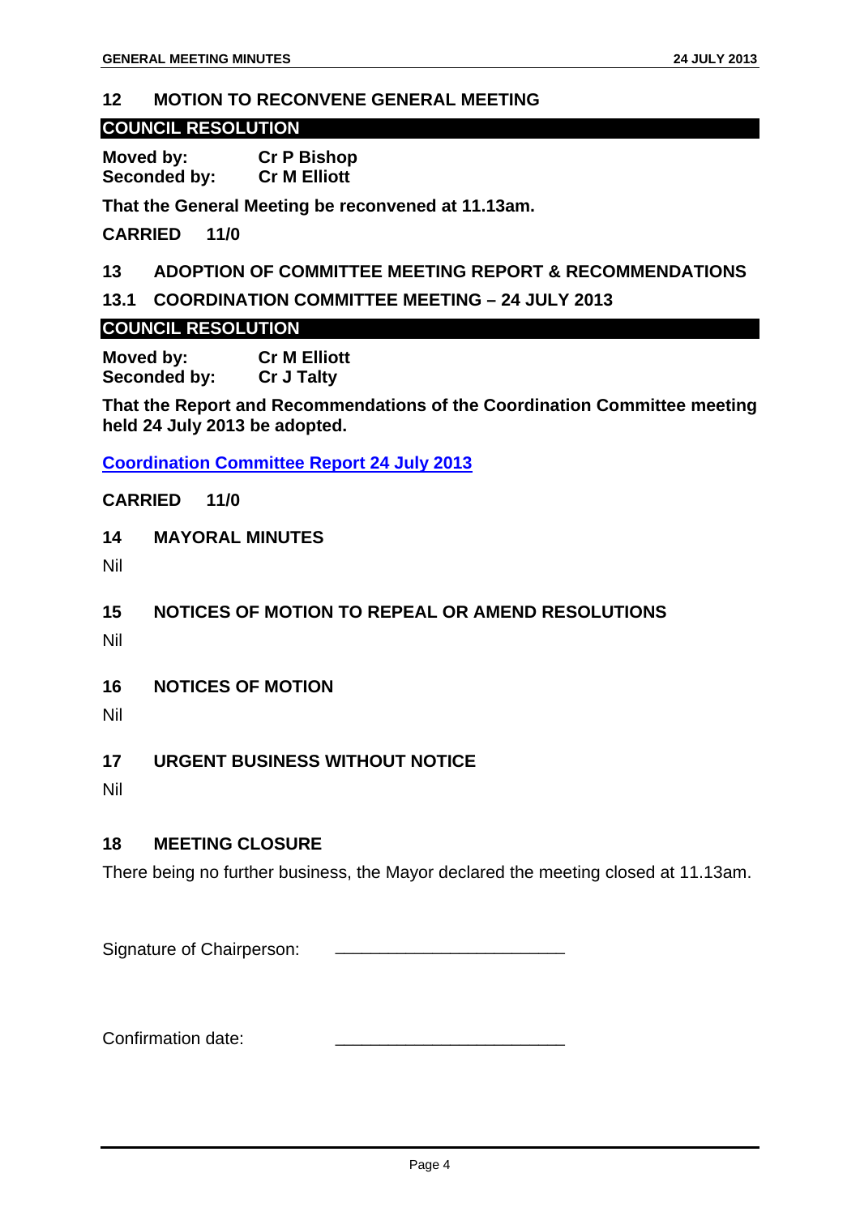## 12 MOTION TO RECONVENE GENERAL MEETING

**COUNCIL RESOLUTION**

**Moved by:** **Cr P Bishop**
**Seconded by:** **Cr M Elliott**

**That the General Meeting be reconvened at 11.13am.**

**CARRIED 11/0**

## 13 ADOPTION OF COMMITTEE MEETING REPORT & RECOMMENDATIONS

### 13.1 COORDINATION COMMITTEE MEETING – 24 JULY 2013

**COUNCIL RESOLUTION**

**Moved by:** **Cr M Elliott**
**Seconded by:** **Cr J Talty**

**That the Report and Recommendations of the Coordination Committee meeting held 24 July 2013 be adopted.**

**Coordination Committee Report 24 July 2013**

**CARRIED 11/0**

## 14 MAYORAL MINUTES

Nil

## 15 NOTICES OF MOTION TO REPEAL OR AMEND RESOLUTIONS

Nil

## 16 NOTICES OF MOTION

Nil

## 17 URGENT BUSINESS WITHOUT NOTICE

Nil

## 18 MEETING CLOSURE

There being no further business, the Mayor declared the meeting closed at 11.13am.

Signature of Chairperson: ________________________

Confirmation date: ________________________